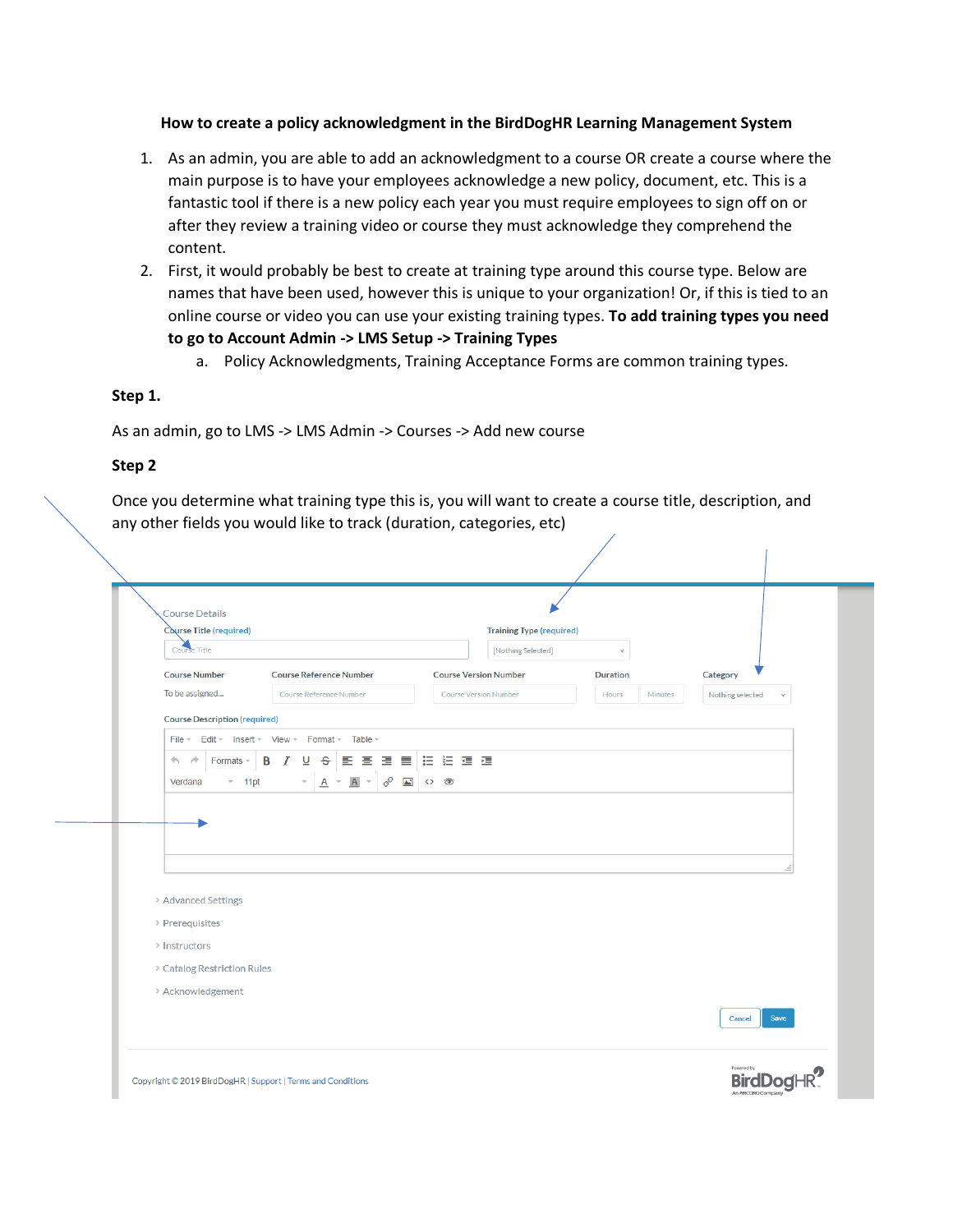**How to create a policy acknowledgment in the BirdDogHR Learning Management System**

1. As an admin, you are able to add an acknowledgment to a course OR create a course where the main purpose is to have your employees acknowledge a new policy, document, etc. This is a fantastic tool if there is a new policy each year you must require employees to sign off on or after they review a training video or course they must acknowledge they comprehend the content.
2. First, it would probably be best to create at training type around this course type. Below are names that have been used, however this is unique to your organization! Or, if this is tied to an online course or video you can use your existing training types. **To add training types you need to go to Account Admin -> LMS Setup -> Training Types**
   a. Policy Acknowledgments, Training Acceptance Forms are common training types.

**Step 1.**

As an admin, go to LMS -> LMS Admin -> Courses -> Add new course

**Step 2**

Once you determine what training type this is, you will want to create a course title, description, and any other fields you would like to track (duration, categories, etc)

Course Details

Course Title (required) | Training Type (required)

Course Title | [Nothing Selected]

Course Number | Course Reference Number | Course Version Number | Duration | Category

To be assigned... | Course Reference Number | Course Version Number | Hours | Minutes | Nothing selected

Course Description (required)

File Edit Insert View Format Table

Formats B I U S

Verdana 11pt

Advanced Settings

Prerequisites

Instructors

Catalog Restriction Rules

Acknowledgement

Cancel Save

Copyright © 2019 BirdDogHR | Support | Terms and Conditions

Powered by BirdDogHR An ARCORO Company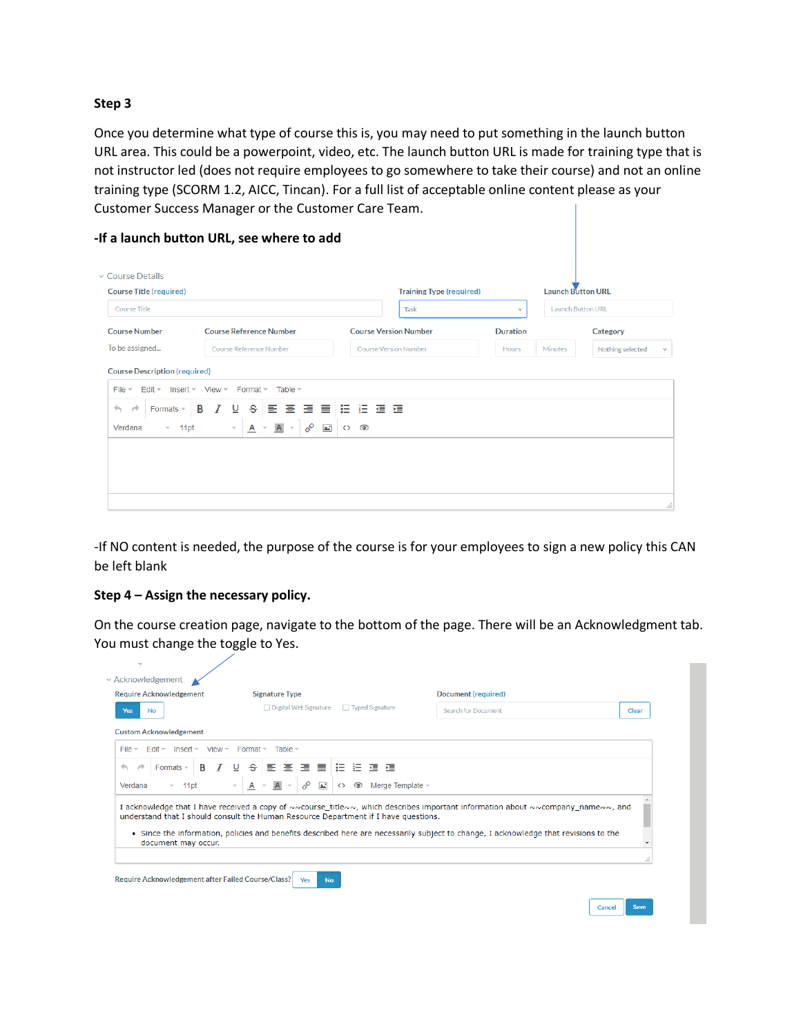**Step 3**

Once you determine what type of course this is, you may need to put something in the launch button URL area. This could be a powerpoint, video, etc. The launch button URL is made for training type that is not instructor led (does not require employees to go somewhere to take their course) and not an online training type (SCORM 1.2, AICC, Tincan). For a full list of acceptable online content please as your Customer Success Manager or the Customer Care Team.

**-If a launch button URL, see where to add**

-If NO content is needed, the purpose of the course is for your employees to sign a new policy this CAN be left blank

**Step 4 – Assign the necessary policy.**

On the course creation page, navigate to the bottom of the page. There will be an Acknowledgment tab. You must change the toggle to Yes.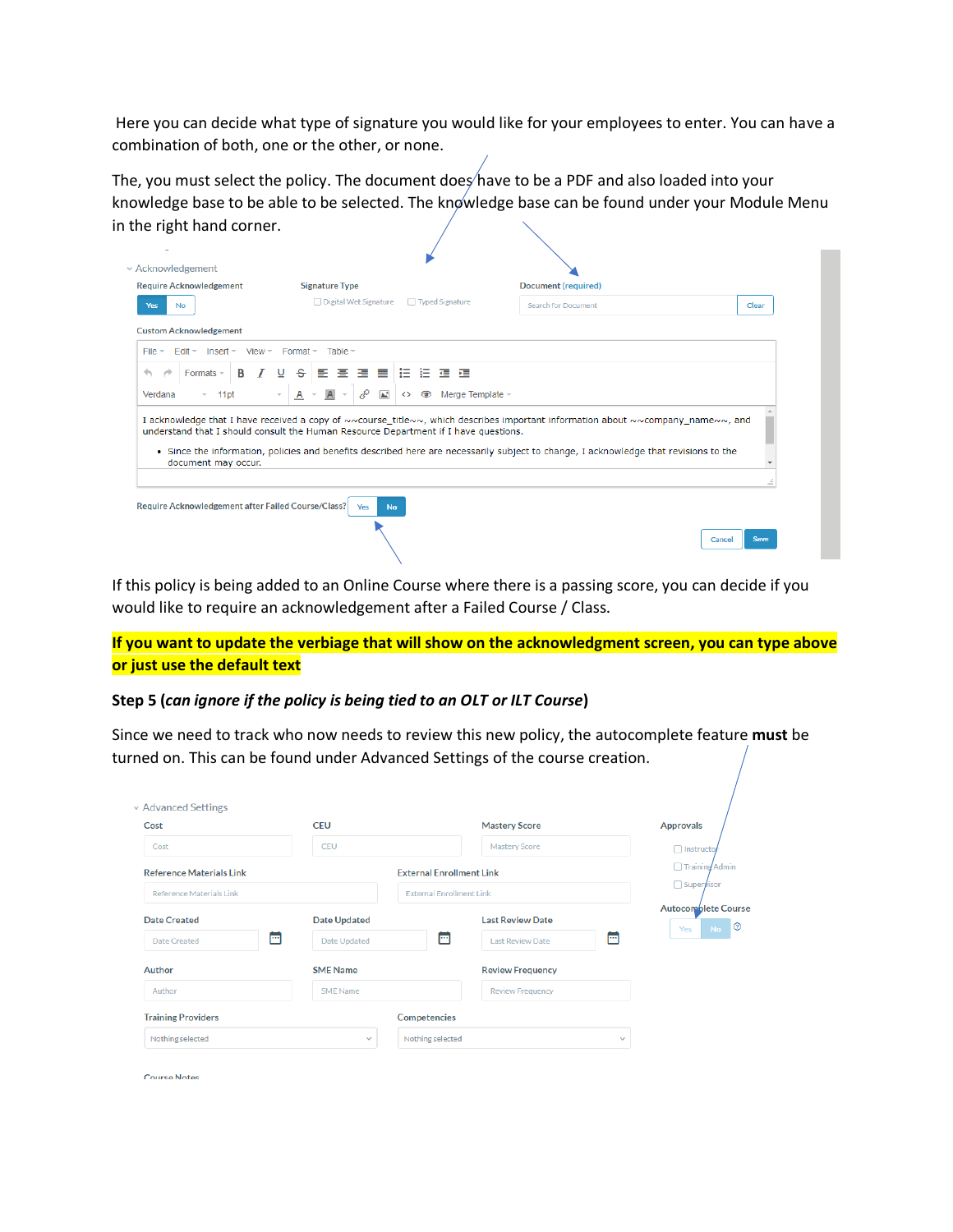Here you can decide what type of signature you would like for your employees to enter. You can have a combination of both, one or the other, or none.

The, you must select the policy. The document does have to be a PDF and also loaded into your knowledge base to be able to be selected. The knowledge base can be found under your Module Menu in the right hand corner.

If this policy is being added to an Online Course where there is a passing score, you can decide if you would like to require an acknowledgement after a Failed Course / Class.

**If you want to update the verbiage that will show on the acknowledgment screen, you can type above or just use the default text**

**Step 5 (*can ignore if the policy is being tied to an OLT or ILT Course*)**

Since we need to track who now needs to review this new policy, the autocomplete feature **must** be turned on. This can be found under Advanced Settings of the course creation.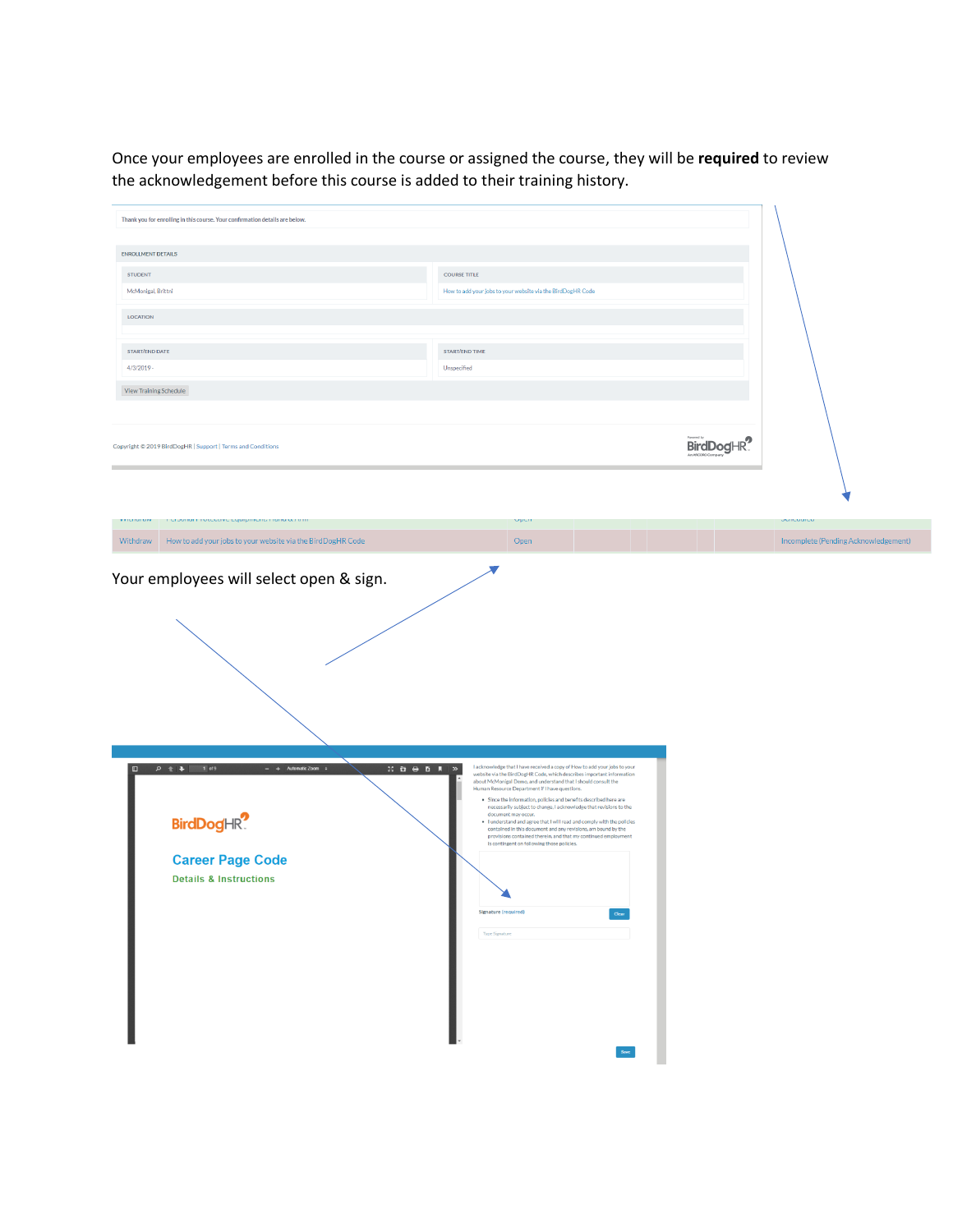Once your employees are enrolled in the course or assigned the course, they will be **required** to review the acknowledgement before this course is added to their training history.

Thank you for enrolling in this course. Your confirmation details are below.

ENROLLMENT DETAILS

| STUDENT | COURSE TITLE |
|---|---|
| McMonigal, Brittni | How to add your jobs to your website via the BirdDogHR Code |

LOCATION

| START/END DATE | START/END TIME |
|---|---|
| 4/3/2019 - | Unspecified |

View Training Schedule

Copyright © 2019 BirdDogHR | Support | Terms and Conditions

| | | | |
|---|---|---|---|
| Withdraw | How to add your jobs to your website via the BirdDogHR Code | Open | Incomplete (Pending Acknowledgement) |

Your employees will select open & sign.

BirdDogHR

Career Page Code

Details & Instructions

I acknowledge that I have received a copy of How to add your jobs to your website via the BirdDogHR Code, which describes important information about McMonigal Demo, and understand that I should consult the Human Resource Department if I have questions.

- Since the information, policies and benefits described here are necessarily subject to change, I acknowledge that revisions to the document may occur.
- I understand and agree that I will read and comply with the policies contained in this document and any revisions, am bound by the provisions contained therein, and that my continued employment is contingent on following those policies.

Signature (required) Clear

Type Signature

Save